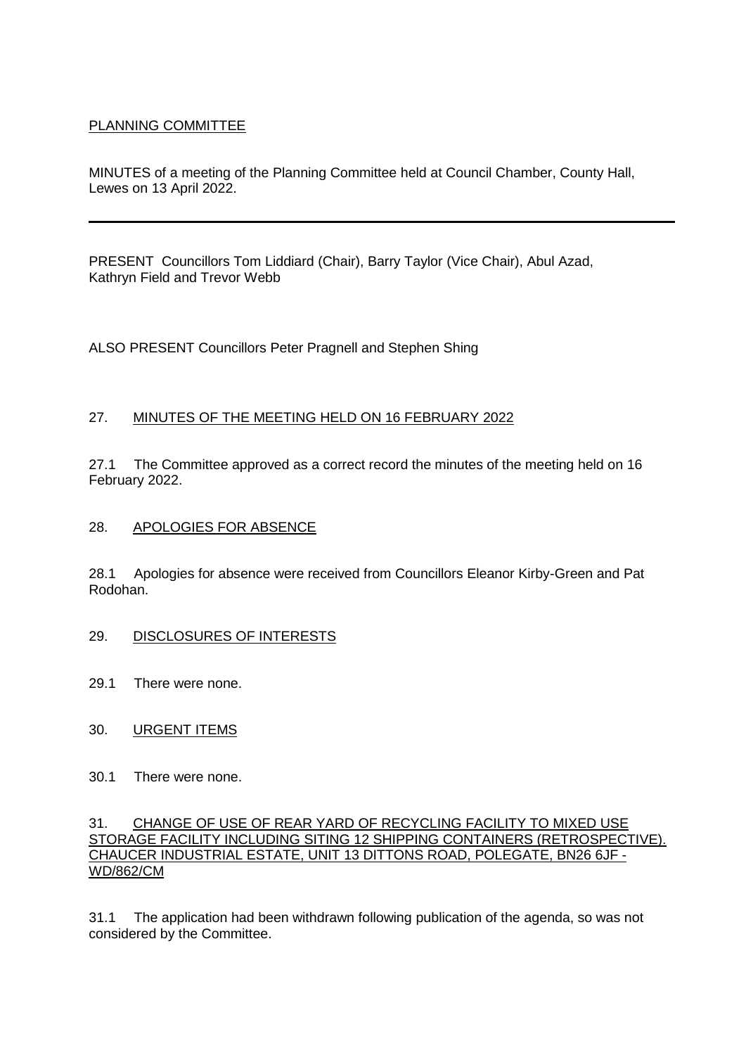# PLANNING COMMITTEE

MINUTES of a meeting of the Planning Committee held at Council Chamber, County Hall, Lewes on 13 April 2022.

---

PRESENT Councillors Tom Liddiard (Chair), Barry Taylor (Vice Chair), Abul Azad, Kathryn Field and Trevor Webb

ALSO PRESENT Councillors Peter Pragnell and Stephen Shing

## 27. MINUTES OF THE MEETING HELD ON 16 FEBRUARY 2022

27.1 The Committee approved as a correct record the minutes of the meeting held on 16 February 2022.

## 28. APOLOGIES FOR ABSENCE

28.1 Apologies for absence were received from Councillors Eleanor Kirby-Green and Pat Rodohan.

## 29. DISCLOSURES OF INTERESTS

29.1 There were none.

## 30. URGENT ITEMS

30.1 There were none.

## 31. CHANGE OF USE OF REAR YARD OF RECYCLING FACILITY TO MIXED USE STORAGE FACILITY INCLUDING SITING 12 SHIPPING CONTAINERS (RETROSPECTIVE). CHAUCER INDUSTRIAL ESTATE, UNIT 13 DITTONS ROAD, POLEGATE, BN26 6JF - WD/862/CM

31.1 The application had been withdrawn following publication of the agenda, so was not considered by the Committee.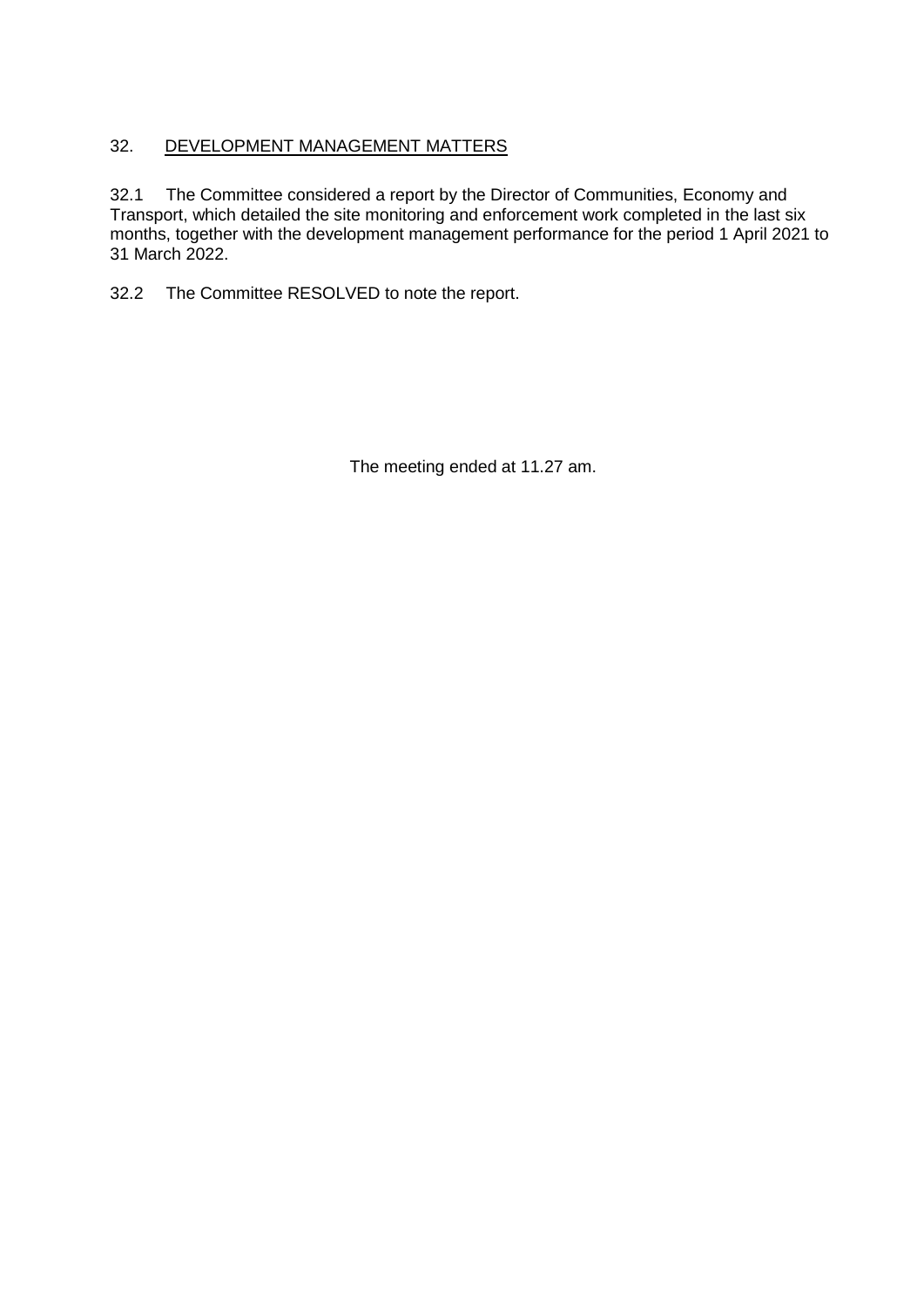## 32. DEVELOPMENT MANAGEMENT MATTERS

32.1 The Committee considered a report by the Director of Communities, Economy and Transport, which detailed the site monitoring and enforcement work completed in the last six months, together with the development management performance for the period 1 April 2021 to 31 March 2022.

32.2 The Committee RESOLVED to note the report.

The meeting ended at 11.27 am.